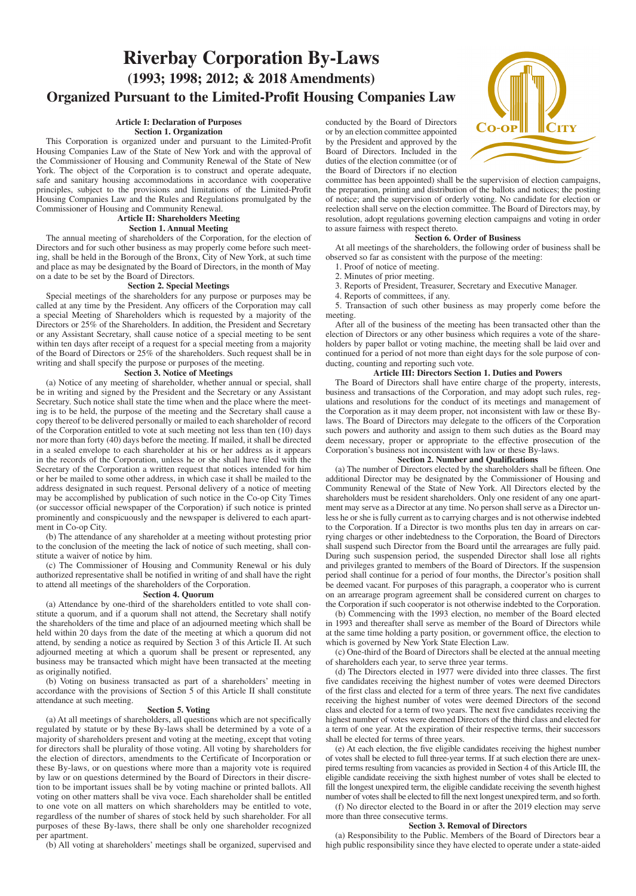# Riverbay Corporation By-Laws
## (1993; 1998; 2012; & 2018 Amendments)
## Organized Pursuant to the Limited-Profit Housing Companies Law

### Article I: Declaration of Purposes
#### Section 1. Organization

This Corporation is organized under and pursuant to the Limited-Profit Housing Companies Law of the State of New York and with the approval of the Commissioner of Housing and Community Renewal of the State of New York. The object of the Corporation is to construct and operate adequate, safe and sanitary housing accommodations in accordance with cooperative principles, subject to the provisions and limitations of the Limited-Profit Housing Companies Law and the Rules and Regulations promulgated by the Commissioner of Housing and Community Renewal.

### Article II: Shareholders Meeting
#### Section 1. Annual Meeting

The annual meeting of shareholders of the Corporation, for the election of Directors and for such other business as may properly come before such meeting, shall be held in the Borough of the Bronx, City of New York, at such time and place as may be designated by the Board of Directors, in the month of May on a date to be set by the Board of Directors.

#### Section 2. Special Meetings

Special meetings of the shareholders for any purpose or purposes may be called at any time by the President. Any officers of the Corporation may call a special Meeting of Shareholders which is requested by a majority of the Directors or 25% of the Shareholders. In addition, the President and Secretary or any Assistant Secretary, shall cause notice of a special meeting to be sent within ten days after receipt of a request for a special meeting from a majority of the Board of Directors or 25% of the shareholders. Such request shall be in writing and shall specify the purpose or purposes of the meeting.

#### Section 3. Notice of Meetings

(a) Notice of any meeting of shareholder, whether annual or special, shall be in writing and signed by the President and the Secretary or any Assistant Secretary. Such notice shall state the time when and the place where the meeting is to be held, the purpose of the meeting and the Secretary shall cause a copy thereof to be delivered personally or mailed to each shareholder of record of the Corporation entitled to vote at such meeting not less than ten (10) days nor more than forty (40) days before the meeting. If mailed, it shall be directed in a sealed envelope to each shareholder at his or her address as it appears in the records of the Corporation, unless he or she shall have filed with the Secretary of the Corporation a written request that notices intended for him or her be mailed to some other address, in which case it shall be mailed to the address designated in such request. Personal delivery of a notice of meeting may be accomplished by publication of such notice in the Co-op City Times (or successor official newspaper of the Corporation) if such notice is printed prominently and conspicuously and the newspaper is delivered to each apartment in Co-op City.

(b) The attendance of any shareholder at a meeting without protesting prior to the conclusion of the meeting the lack of notice of such meeting, shall constitute a waiver of notice by him.

(c) The Commissioner of Housing and Community Renewal or his duly authorized representative shall be notified in writing of and shall have the right to attend all meetings of the shareholders of the Corporation.

#### Section 4. Quorum

(a) Attendance by one-third of the shareholders entitled to vote shall constitute a quorum, and if a quorum shall not attend, the Secretary shall notify the shareholders of the time and place of an adjourned meeting which shall be held within 20 days from the date of the meeting at which a quorum did not attend, by sending a notice as required by Section 3 of this Article II. At such adjourned meeting at which a quorum shall be present or represented, any business may be transacted which might have been transacted at the meeting as originally notified.

(b) Voting on business transacted as part of a shareholders' meeting in accordance with the provisions of Section 5 of this Article II shall constitute attendance at such meeting.

#### Section 5. Voting

(a) At all meetings of shareholders, all questions which are not specifically regulated by statute or by these By-laws shall be determined by a vote of a majority of shareholders present and voting at the meeting, except that voting for directors shall be plurality of those voting. All voting by shareholders for the election of directors, amendments to the Certificate of Incorporation or these By-laws, or on questions where more than a majority vote is required by law or on questions determined by the Board of Directors in their discretion to be important issues shall be by voting machine or printed ballots. All voting on other matters shall be viva voce. Each shareholder shall be entitled to one vote on all matters on which shareholders may be entitled to vote, regardless of the number of shares of stock held by such shareholder. For all purposes of these By-laws, there shall be only one shareholder recognized per apartment.

(b) All voting at shareholders' meetings shall be organized, supervised and conducted by the Board of Directors or by an election committee appointed by the President and approved by the Board of Directors. Included in the duties of the election committee (or of the Board of Directors if no election committee has been appointed) shall be the supervision of election campaigns, the preparation, printing and distribution of the ballots and notices; the posting of notice; and the supervision of orderly voting. No candidate for election or reelection shall serve on the election committee. The Board of Directors may, by resolution, adopt regulations governing election campaigns and voting in order to assure fairness with respect thereto.

#### Section 6. Order of Business

At all meetings of the shareholders, the following order of business shall be observed so far as consistent with the purpose of the meeting:

1. Proof of notice of meeting.
2. Minutes of prior meeting.
3. Reports of President, Treasurer, Secretary and Executive Manager.
4. Reports of committees, if any.
5. Transaction of such other business as may properly come before the meeting.

After all of the business of the meeting has been transacted other than the election of Directors or any other business which requires a vote of the shareholders by paper ballot or voting machine, the meeting shall be laid over and continued for a period of not more than eight days for the sole purpose of conducting, counting and reporting such vote.

### Article III: Directors Section 1. Duties and Powers

The Board of Directors shall have entire charge of the property, interests, business and transactions of the Corporation, and may adopt such rules, regulations and resolutions for the conduct of its meetings and management of the Corporation as it may deem proper, not inconsistent with law or these By-laws. The Board of Directors may delegate to the officers of the Corporation such powers and authority and assign to them such duties as the Board may deem necessary, proper or appropriate to the effective prosecution of the Corporation's business not inconsistent with law or these By-laws.

#### Section 2. Number and Qualifications

(a) The number of Directors elected by the shareholders shall be fifteen. One additional Director may be designated by the Commissioner of Housing and Community Renewal of the State of New York. All Directors elected by the shareholders must be resident shareholders. Only one resident of any one apartment may serve as a Director at any time. No person shall serve as a Director unless he or she is fully current as to carrying charges and is not otherwise indebted to the Corporation. If a Director is two months plus ten day in arrears on carrying charges or other indebtedness to the Corporation, the Board of Directors shall suspend such Director from the Board until the arrearages are fully paid. During such suspension period, the suspended Director shall lose all rights and privileges granted to members of the Board of Directors. If the suspension period shall continue for a period of four months, the Director's position shall be deemed vacant. For purposes of this paragraph, a cooperator who is current on an arrearage program agreement shall be considered current on charges to the Corporation if such cooperator is not otherwise indebted to the Corporation.

(b) Commencing with the 1993 election, no member of the Board elected in 1993 and thereafter shall serve as member of the Board of Directors while at the same time holding a party position, or government office, the election to which is governed by New York State Election Law.

(c) One-third of the Board of Directors shall be elected at the annual meeting of shareholders each year, to serve three year terms.

(d) The Directors elected in 1977 were divided into three classes. The first five candidates receiving the highest number of votes were deemed Directors of the first class and elected for a term of three years. The next five candidates receiving the highest number of votes were deemed Directors of the second class and elected for a term of two years. The next five candidates receiving the highest number of votes were deemed Directors of the third class and elected for a term of one year. At the expiration of their respective terms, their successors shall be elected for terms of three years.

(e) At each election, the five eligible candidates receiving the highest number of votes shall be elected to full three-year terms. If at such election there are unexpired terms resulting from vacancies as provided in Section 4 of this Article III, the eligible candidate receiving the sixth highest number of votes shall be elected to fill the longest unexpired term, the eligible candidate receiving the seventh highest number of votes shall be elected to fill the next longest unexpired term, and so forth.

(f) No director elected to the Board in or after the 2019 election may serve more than three consecutive terms.

#### Section 3. Removal of Directors

(a) Responsibility to the Public. Members of the Board of Directors bear a high public responsibility since they have elected to operate under a state-aided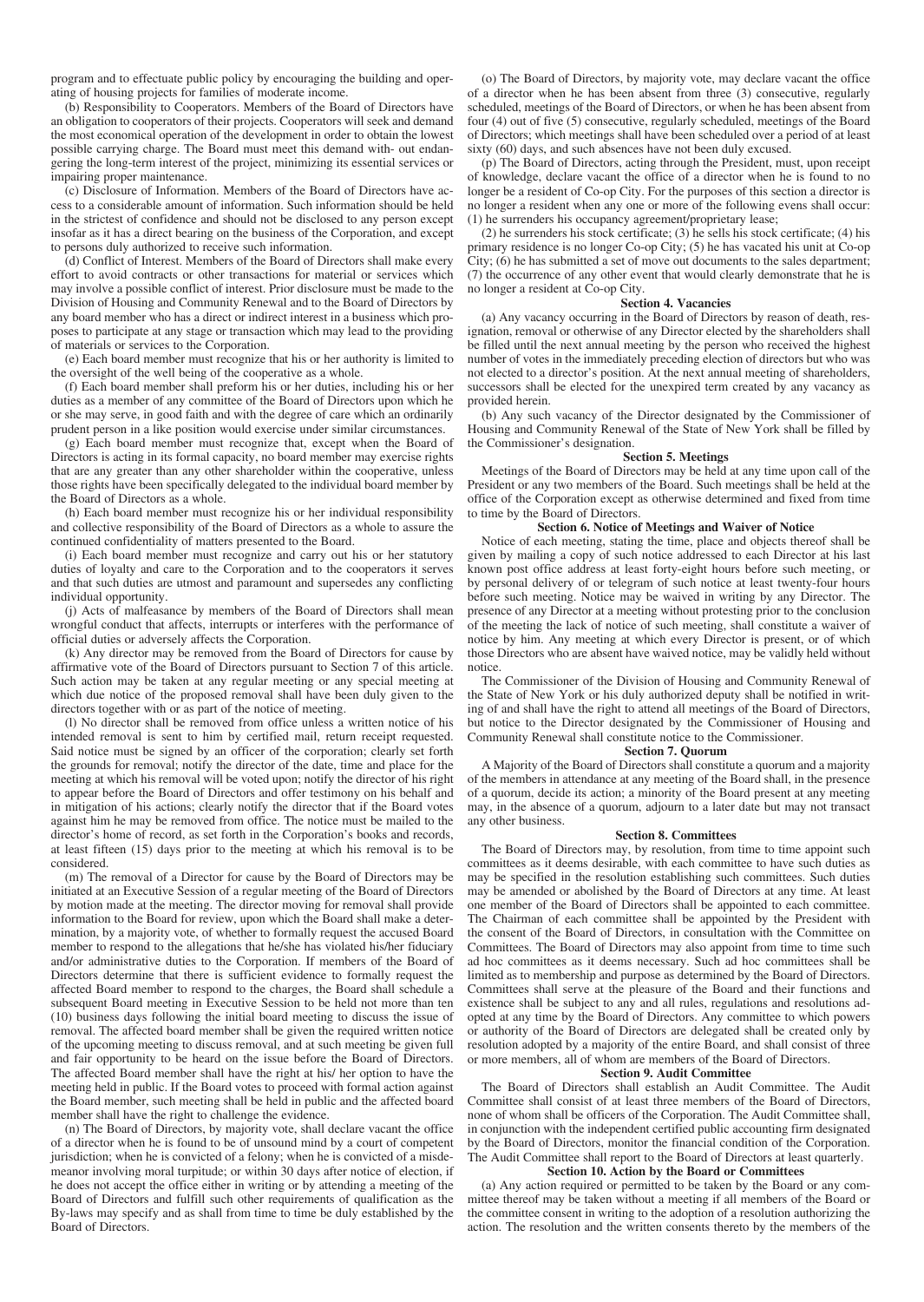program and to effectuate public policy by encouraging the building and operating of housing projects for families of moderate income.

(b) Responsibility to Cooperators. Members of the Board of Directors have an obligation to cooperators of their projects. Cooperators will seek and demand the most economical operation of the development in order to obtain the lowest possible carrying charge. The Board must meet this demand with- out endangering the long-term interest of the project, minimizing its essential services or impairing proper maintenance.

(c) Disclosure of Information. Members of the Board of Directors have access to a considerable amount of information. Such information should be held in the strictest of confidence and should not be disclosed to any person except insofar as it has a direct bearing on the business of the Corporation, and except to persons duly authorized to receive such information.

(d) Conflict of Interest. Members of the Board of Directors shall make every effort to avoid contracts or other transactions for material or services which may involve a possible conflict of interest. Prior disclosure must be made to the Division of Housing and Community Renewal and to the Board of Directors by any board member who has a direct or indirect interest in a business which proposes to participate at any stage or transaction which may lead to the providing of materials or services to the Corporation.

(e) Each board member must recognize that his or her authority is limited to the oversight of the well being of the cooperative as a whole.

(f) Each board member shall preform his or her duties, including his or her duties as a member of any committee of the Board of Directors upon which he or she may serve, in good faith and with the degree of care which an ordinarily prudent person in a like position would exercise under similar circumstances.

(g) Each board member must recognize that, except when the Board of Directors is acting in its formal capacity, no board member may exercise rights that are any greater than any other shareholder within the cooperative, unless those rights have been specifically delegated to the individual board member by the Board of Directors as a whole.

(h) Each board member must recognize his or her individual responsibility and collective responsibility of the Board of Directors as a whole to assure the continued confidentiality of matters presented to the Board.

(i) Each board member must recognize and carry out his or her statutory duties of loyalty and care to the Corporation and to the cooperators it serves and that such duties are utmost and paramount and supersedes any conflicting individual opportunity.

(j) Acts of malfeasance by members of the Board of Directors shall mean wrongful conduct that affects, interrupts or interferes with the performance of official duties or adversely affects the Corporation.

(k) Any director may be removed from the Board of Directors for cause by affirmative vote of the Board of Directors pursuant to Section 7 of this article. Such action may be taken at any regular meeting or any special meeting at which due notice of the proposed removal shall have been duly given to the directors together with or as part of the notice of meeting.

(l) No director shall be removed from office unless a written notice of his intended removal is sent to him by certified mail, return receipt requested. Said notice must be signed by an officer of the corporation; clearly set forth the grounds for removal; notify the director of the date, time and place for the meeting at which his removal will be voted upon; notify the director of his right to appear before the Board of Directors and offer testimony on his behalf and in mitigation of his actions; clearly notify the director that if the Board votes against him he may be removed from office. The notice must be mailed to the director's home of record, as set forth in the Corporation's books and records, at least fifteen (15) days prior to the meeting at which his removal is to be considered.

(m) The removal of a Director for cause by the Board of Directors may be initiated at an Executive Session of a regular meeting of the Board of Directors by motion made at the meeting. The director moving for removal shall provide information to the Board for review, upon which the Board shall make a determination, by a majority vote, of whether to formally request the accused Board member to respond to the allegations that he/she has violated his/her fiduciary and/or administrative duties to the Corporation. If members of the Board of Directors determine that there is sufficient evidence to formally request the affected Board member to respond to the charges, the Board shall schedule a subsequent Board meeting in Executive Session to be held not more than ten (10) business days following the initial board meeting to discuss the issue of removal. The affected board member shall be given the required written notice of the upcoming meeting to discuss removal, and at such meeting be given full and fair opportunity to be heard on the issue before the Board of Directors. The affected Board member shall have the right at his/ her option to have the meeting held in public. If the Board votes to proceed with formal action against the Board member, such meeting shall be held in public and the affected board member shall have the right to challenge the evidence.

(n) The Board of Directors, by majority vote, shall declare vacant the office of a director when he is found to be of unsound mind by a court of competent jurisdiction; when he is convicted of a felony; when he is convicted of a misdemeanor involving moral turpitude; or within 30 days after notice of election, if he does not accept the office either in writing or by attending a meeting of the Board of Directors and fulfill such other requirements of qualification as the By-laws may specify and as shall from time to time be duly established by the Board of Directors.

(o) The Board of Directors, by majority vote, may declare vacant the office of a director when he has been absent from three (3) consecutive, regularly scheduled, meetings of the Board of Directors, or when he has been absent from four (4) out of five (5) consecutive, regularly scheduled, meetings of the Board of Directors; which meetings shall have been scheduled over a period of at least sixty (60) days, and such absences have not been duly excused.

(p) The Board of Directors, acting through the President, must, upon receipt of knowledge, declare vacant the office of a director when he is found to no longer be a resident of Co-op City. For the purposes of this section a director is no longer a resident when any one or more of the following evens shall occur: (1) he surrenders his occupancy agreement/proprietary lease;

(2) he surrenders his stock certificate; (3) he sells his stock certificate; (4) his primary residence is no longer Co-op City; (5) he has vacated his unit at Co-op City; (6) he has submitted a set of move out documents to the sales department; (7) the occurrence of any other event that would clearly demonstrate that he is no longer a resident at Co-op City.

### Section 4. Vacancies

(a) Any vacancy occurring in the Board of Directors by reason of death, resignation, removal or otherwise of any Director elected by the shareholders shall be filled until the next annual meeting by the person who received the highest number of votes in the immediately preceding election of directors but who was not elected to a director's position. At the next annual meeting of shareholders, successors shall be elected for the unexpired term created by any vacancy as provided herein.

(b) Any such vacancy of the Director designated by the Commissioner of Housing and Community Renewal of the State of New York shall be filled by the Commissioner's designation.

### Section 5. Meetings

Meetings of the Board of Directors may be held at any time upon call of the President or any two members of the Board. Such meetings shall be held at the office of the Corporation except as otherwise determined and fixed from time to time by the Board of Directors.

### Section 6. Notice of Meetings and Waiver of Notice

Notice of each meeting, stating the time, place and objects thereof shall be given by mailing a copy of such notice addressed to each Director at his last known post office address at least forty-eight hours before such meeting, or by personal delivery of or telegram of such notice at least twenty-four hours before such meeting. Notice may be waived in writing by any Director. The presence of any Director at a meeting without protesting prior to the conclusion of the meeting the lack of notice of such meeting, shall constitute a waiver of notice by him. Any meeting at which every Director is present, or of which those Directors who are absent have waived notice, may be validly held without notice.

The Commissioner of the Division of Housing and Community Renewal of the State of New York or his duly authorized deputy shall be notified in writing of and shall have the right to attend all meetings of the Board of Directors, but notice to the Director designated by the Commissioner of Housing and Community Renewal shall constitute notice to the Commissioner.

### Section 7. Quorum

A Majority of the Board of Directors shall constitute a quorum and a majority of the members in attendance at any meeting of the Board shall, in the presence of a quorum, decide its action; a minority of the Board present at any meeting may, in the absence of a quorum, adjourn to a later date but may not transact any other business.

### Section 8. Committees

The Board of Directors may, by resolution, from time to time appoint such committees as it deems desirable, with each committee to have such duties as may be specified in the resolution establishing such committees. Such duties may be amended or abolished by the Board of Directors at any time. At least one member of the Board of Directors shall be appointed to each committee. The Chairman of each committee shall be appointed by the President with the consent of the Board of Directors, in consultation with the Committee on Committees. The Board of Directors may also appoint from time to time such ad hoc committees as it deems necessary. Such ad hoc committees shall be limited as to membership and purpose as determined by the Board of Directors. Committees shall serve at the pleasure of the Board and their functions and existence shall be subject to any and all rules, regulations and resolutions adopted at any time by the Board of Directors. Any committee to which powers or authority of the Board of Directors are delegated shall be created only by resolution adopted by a majority of the entire Board, and shall consist of three or more members, all of whom are members of the Board of Directors.

### Section 9. Audit Committee

The Board of Directors shall establish an Audit Committee. The Audit Committee shall consist of at least three members of the Board of Directors, none of whom shall be officers of the Corporation. The Audit Committee shall, in conjunction with the independent certified public accounting firm designated by the Board of Directors, monitor the financial condition of the Corporation. The Audit Committee shall report to the Board of Directors at least quarterly.

### Section 10. Action by the Board or Committees

(a) Any action required or permitted to be taken by the Board or any committee thereof may be taken without a meeting if all members of the Board or the committee consent in writing to the adoption of a resolution authorizing the action. The resolution and the written consents thereto by the members of the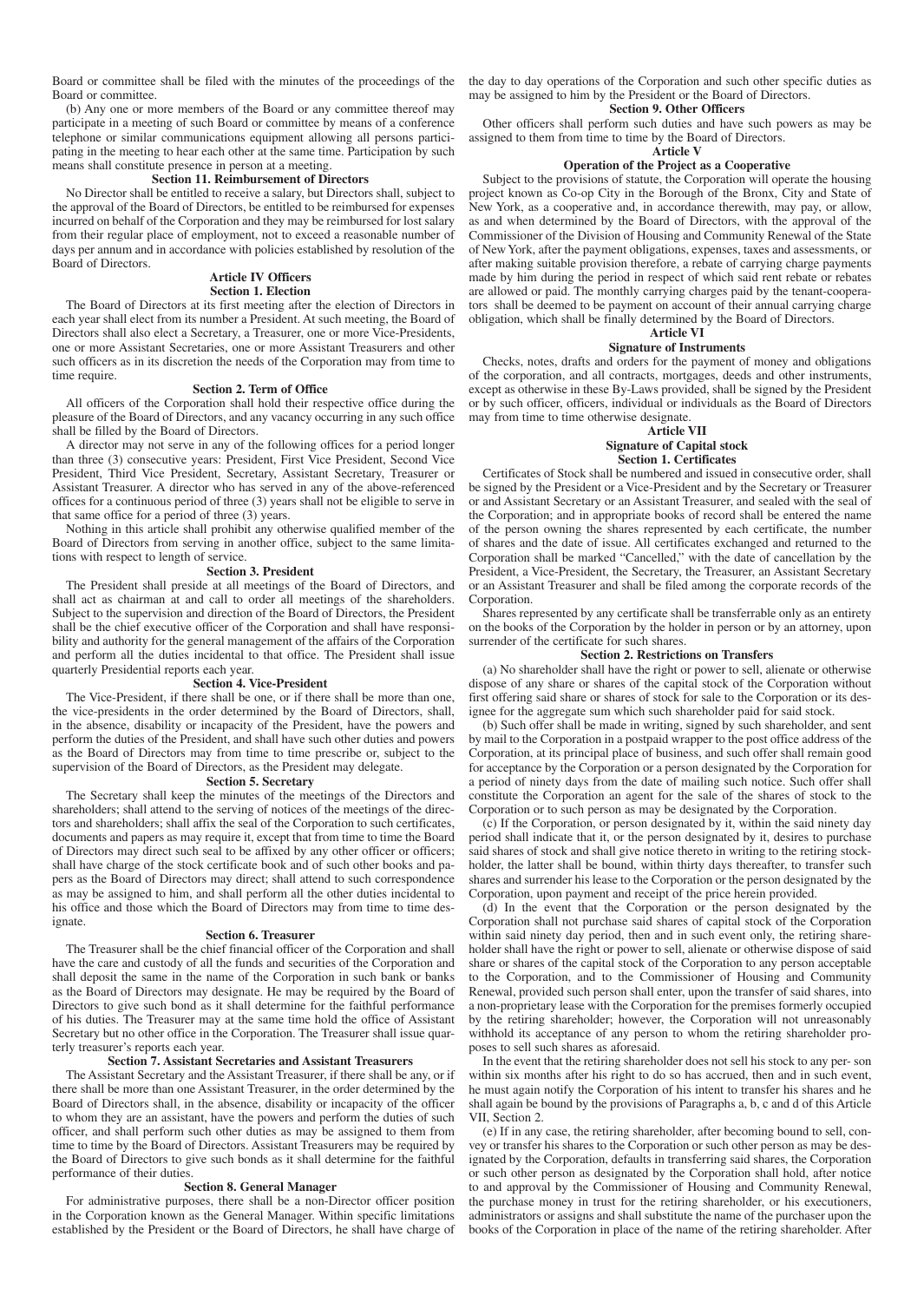Board or committee shall be filed with the minutes of the proceedings of the Board or committee.

(b) Any one or more members of the Board or any committee thereof may participate in a meeting of such Board or committee by means of a conference telephone or similar communications equipment allowing all persons participating in the meeting to hear each other at the same time. Participation by such means shall constitute presence in person at a meeting.

### Section 11. Reimbursement of Directors

No Director shall be entitled to receive a salary, but Directors shall, subject to the approval of the Board of Directors, be entitled to be reimbursed for expenses incurred on behalf of the Corporation and they may be reimbursed for lost salary from their regular place of employment, not to exceed a reasonable number of days per annum and in accordance with policies established by resolution of the Board of Directors.

## Article IV Officers

### Section 1. Election

The Board of Directors at its first meeting after the election of Directors in each year shall elect from its number a President. At such meeting, the Board of Directors shall also elect a Secretary, a Treasurer, one or more Vice-Presidents, one or more Assistant Secretaries, one or more Assistant Treasurers and other such officers as in its discretion the needs of the Corporation may from time to time require.

### Section 2. Term of Office

All officers of the Corporation shall hold their respective office during the pleasure of the Board of Directors, and any vacancy occurring in any such office shall be filled by the Board of Directors.

A director may not serve in any of the following offices for a period longer than three (3) consecutive years: President, First Vice President, Second Vice President, Third Vice President, Secretary, Assistant Secretary, Treasurer or Assistant Treasurer. A director who has served in any of the above-referenced offices for a continuous period of three (3) years shall not be eligible to serve in that same office for a period of three (3) years.

Nothing in this article shall prohibit any otherwise qualified member of the Board of Directors from serving in another office, subject to the same limitations with respect to length of service.

### Section 3. President

The President shall preside at all meetings of the Board of Directors, and shall act as chairman at and call to order all meetings of the shareholders. Subject to the supervision and direction of the Board of Directors, the President shall be the chief executive officer of the Corporation and shall have responsibility and authority for the general management of the affairs of the Corporation and perform all the duties incidental to that office. The President shall issue quarterly Presidential reports each year.

### Section 4. Vice-President

The Vice-President, if there shall be one, or if there shall be more than one, the vice-presidents in the order determined by the Board of Directors, shall, in the absence, disability or incapacity of the President, have the powers and perform the duties of the President, and shall have such other duties and powers as the Board of Directors may from time to time prescribe or, subject to the supervision of the Board of Directors, as the President may delegate.

### Section 5. Secretary

The Secretary shall keep the minutes of the meetings of the Directors and shareholders; shall attend to the serving of notices of the meetings of the directors and shareholders; shall affix the seal of the Corporation to such certificates, documents and papers as may require it, except that from time to time the Board of Directors may direct such seal to be affixed by any other officer or officers; shall have charge of the stock certificate book and of such other books and papers as the Board of Directors may direct; shall attend to such correspondence as may be assigned to him, and shall perform all the other duties incidental to his office and those which the Board of Directors may from time to time designate.

### Section 6. Treasurer

The Treasurer shall be the chief financial officer of the Corporation and shall have the care and custody of all the funds and securities of the Corporation and shall deposit the same in the name of the Corporation in such bank or banks as the Board of Directors may designate. He may be required by the Board of Directors to give such bond as it shall determine for the faithful performance of his duties. The Treasurer may at the same time hold the office of Assistant Secretary but no other office in the Corporation. The Treasurer shall issue quarterly treasurer's reports each year.

### Section 7. Assistant Secretaries and Assistant Treasurers

The Assistant Secretary and the Assistant Treasurer, if there shall be any, or if there shall be more than one Assistant Treasurer, in the order determined by the Board of Directors shall, in the absence, disability or incapacity of the officer to whom they are an assistant, have the powers and perform the duties of such officer, and shall perform such other duties as may be assigned to them from time to time by the Board of Directors. Assistant Treasurers may be required by the Board of Directors to give such bonds as it shall determine for the faithful performance of their duties.

### Section 8. General Manager

For administrative purposes, there shall be a non-Director officer position in the Corporation known as the General Manager. Within specific limitations established by the President or the Board of Directors, he shall have charge of the day to day operations of the Corporation and such other specific duties as may be assigned to him by the President or the Board of Directors.

### Section 9. Other Officers

Other officers shall perform such duties and have such powers as may be assigned to them from time to time by the Board of Directors.

## Article V

### Operation of the Project as a Cooperative

Subject to the provisions of statute, the Corporation will operate the housing project known as Co-op City in the Borough of the Bronx, City and State of New York, as a cooperative and, in accordance therewith, may pay, or allow, as and when determined by the Board of Directors, with the approval of the Commissioner of the Division of Housing and Community Renewal of the State of New York, after the payment obligations, expenses, taxes and assessments, or after making suitable provision therefore, a rebate of carrying charge payments made by him during the period in respect of which said rent rebate or rebates are allowed or paid. The monthly carrying charges paid by the tenant-cooperators shall be deemed to be payment on account of their annual carrying charge obligation, which shall be finally determined by the Board of Directors.

## Article VI

### Signature of Instruments

Checks, notes, drafts and orders for the payment of money and obligations of the corporation, and all contracts, mortgages, deeds and other instruments, except as otherwise in these By-Laws provided, shall be signed by the President or by such officer, officers, individual or individuals as the Board of Directors may from time to time otherwise designate.

## Article VII

### Signature of Capital stock

### Section 1. Certificates

Certificates of Stock shall be numbered and issued in consecutive order, shall be signed by the President or a Vice-President and by the Secretary or Treasurer or and Assistant Secretary or an Assistant Treasurer, and sealed with the seal of the Corporation; and in appropriate books of record shall be entered the name of the person owning the shares represented by each certificate, the number of shares and the date of issue. All certificates exchanged and returned to the Corporation shall be marked "Cancelled," with the date of cancellation by the President, a Vice-President, the Secretary, the Treasurer, an Assistant Secretary or an Assistant Treasurer and shall be filed among the corporate records of the Corporation.

Shares represented by any certificate shall be transferrable only as an entirety on the books of the Corporation by the holder in person or by an attorney, upon surrender of the certificate for such shares.

### Section 2. Restrictions on Transfers

(a) No shareholder shall have the right or power to sell, alienate or otherwise dispose of any share or shares of the capital stock of the Corporation without first offering said share or shares of stock for sale to the Corporation or its designee for the aggregate sum which such shareholder paid for said stock.

(b) Such offer shall be made in writing, signed by such shareholder, and sent by mail to the Corporation in a postpaid wrapper to the post office address of the Corporation, at its principal place of business, and such offer shall remain good for acceptance by the Corporation or a person designated by the Corporation for a period of ninety days from the date of mailing such notice. Such offer shall constitute the Corporation an agent for the sale of the shares of stock to the Corporation or to such person as may be designated by the Corporation.

(c) If the Corporation, or person designated by it, within the said ninety day period shall indicate that it, or the person designated by it, desires to purchase said shares of stock and shall give notice thereto in writing to the retiring stockholder, the latter shall be bound, within thirty days thereafter, to transfer such shares and surrender his lease to the Corporation or the person designated by the Corporation, upon payment and receipt of the price herein provided.

(d) In the event that the Corporation or the person designated by the Corporation shall not purchase said shares of capital stock of the Corporation within said ninety day period, then and in such event only, the retiring shareholder shall have the right or power to sell, alienate or otherwise dispose of said share or shares of the capital stock of the Corporation to any person acceptable to the Corporation, and to the Commissioner of Housing and Community Renewal, provided such person shall enter, upon the transfer of said shares, into a non-proprietary lease with the Corporation for the premises formerly occupied by the retiring shareholder; however, the Corporation will not unreasonably withhold its acceptance of any person to whom the retiring shareholder proposes to sell such shares as aforesaid.

In the event that the retiring shareholder does not sell his stock to any per- son within six months after his right to do so has accrued, then and in such event, he must again notify the Corporation of his intent to transfer his shares and he shall again be bound by the provisions of Paragraphs a, b, c and d of this Article VII, Section 2.

(e) If in any case, the retiring shareholder, after becoming bound to sell, convey or transfer his shares to the Corporation or such other person as may be designated by the Corporation, defaults in transferring said shares, the Corporation or such other person as designated by the Corporation shall hold, after notice to and approval by the Commissioner of Housing and Community Renewal, the purchase money in trust for the retiring shareholder, or his executioners, administrators or assigns and shall substitute the name of the purchaser upon the books of the Corporation in place of the name of the retiring shareholder. After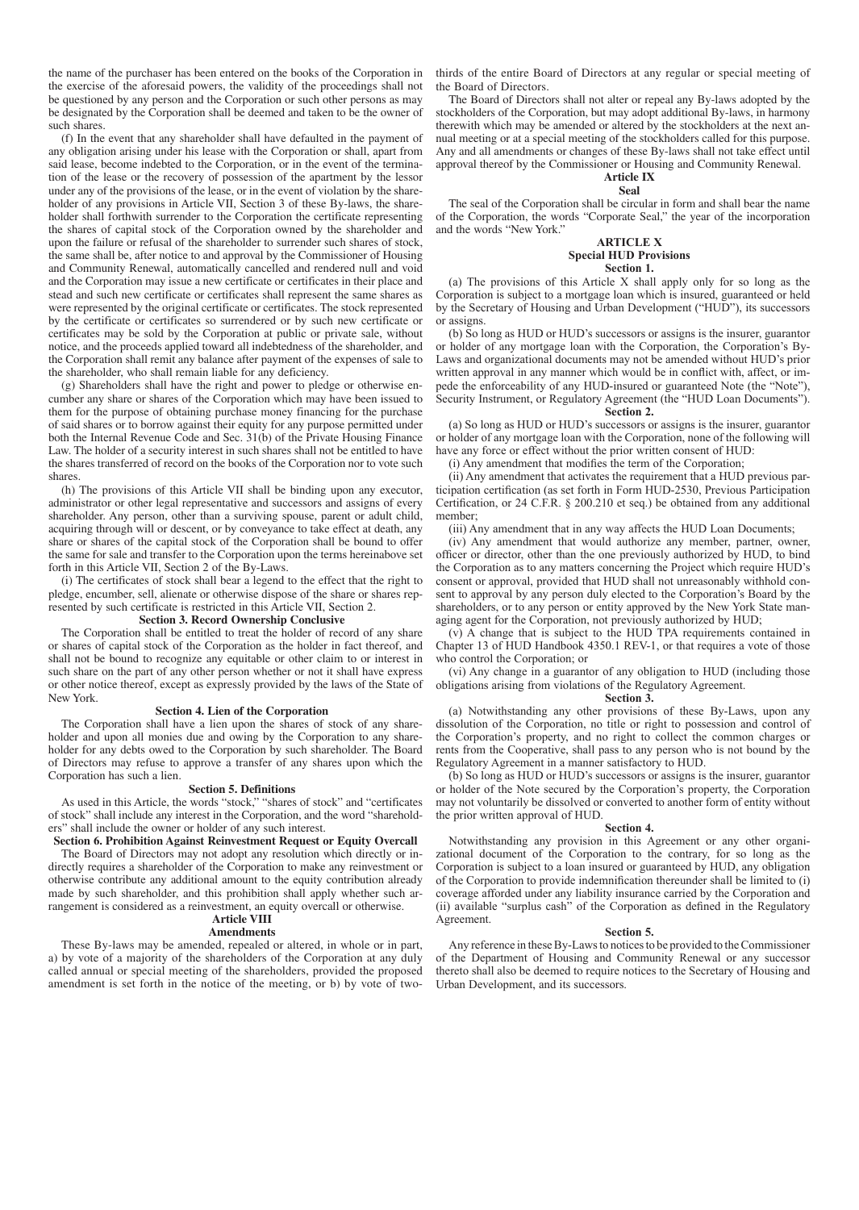the name of the purchaser has been entered on the books of the Corporation in the exercise of the aforesaid powers, the validity of the proceedings shall not be questioned by any person and the Corporation or such other persons as may be designated by the Corporation shall be deemed and taken to be the owner of such shares.

(f) In the event that any shareholder shall have defaulted in the payment of any obligation arising under his lease with the Corporation or shall, apart from said lease, become indebted to the Corporation, or in the event of the termination of the lease or the recovery of possession of the apartment by the lessor under any of the provisions of the lease, or in the event of violation by the shareholder of any provisions in Article VII, Section 3 of these By-laws, the shareholder shall forthwith surrender to the Corporation the certificate representing the shares of capital stock of the Corporation owned by the shareholder and upon the failure or refusal of the shareholder to surrender such shares of stock, the same shall be, after notice to and approval by the Commissioner of Housing and Community Renewal, automatically cancelled and rendered null and void and the Corporation may issue a new certificate or certificates in their place and stead and such new certificate or certificates shall represent the same shares as were represented by the original certificate or certificates. The stock represented by the certificate or certificates so surrendered or by such new certificate or certificates may be sold by the Corporation at public or private sale, without notice, and the proceeds applied toward all indebtedness of the shareholder, and the Corporation shall remit any balance after payment of the expenses of sale to the shareholder, who shall remain liable for any deficiency.

(g) Shareholders shall have the right and power to pledge or otherwise encumber any share or shares of the Corporation which may have been issued to them for the purpose of obtaining purchase money financing for the purchase of said shares or to borrow against their equity for any purpose permitted under both the Internal Revenue Code and Sec. 31(b) of the Private Housing Finance Law. The holder of a security interest in such shares shall not be entitled to have the shares transferred of record on the books of the Corporation nor to vote such shares.

(h) The provisions of this Article VII shall be binding upon any executor, administrator or other legal representative and successors and assigns of every shareholder. Any person, other than a surviving spouse, parent or adult child, acquiring through will or descent, or by conveyance to take effect at death, any share or shares of the capital stock of the Corporation shall be bound to offer the same for sale and transfer to the Corporation upon the terms hereinabove set forth in this Article VII, Section 2 of the By-Laws.

(i) The certificates of stock shall bear a legend to the effect that the right to pledge, encumber, sell, alienate or otherwise dispose of the share or shares represented by such certificate is restricted in this Article VII, Section 2.

**Section 3. Record Ownership Conclusive**

The Corporation shall be entitled to treat the holder of record of any share or shares of capital stock of the Corporation as the holder in fact thereof, and shall not be bound to recognize any equitable or other claim to or interest in such share on the part of any other person whether or not it shall have express or other notice thereof, except as expressly provided by the laws of the State of New York.

**Section 4. Lien of the Corporation**

The Corporation shall have a lien upon the shares of stock of any shareholder and upon all monies due and owing by the Corporation to any shareholder for any debts owed to the Corporation by such shareholder. The Board of Directors may refuse to approve a transfer of any shares upon which the Corporation has such a lien.

**Section 5. Definitions**

As used in this Article, the words "stock," "shares of stock" and "certificates of stock" shall include any interest in the Corporation, and the word "shareholders" shall include the owner or holder of any such interest.

**Section 6. Prohibition Against Reinvestment Request or Equity Overcall**

The Board of Directors may not adopt any resolution which directly or indirectly requires a shareholder of the Corporation to make any reinvestment or otherwise contribute any additional amount to the equity contribution already made by such shareholder, and this prohibition shall apply whether such arrangement is considered as a reinvestment, an equity overcall or otherwise.

## Article VIII
## Amendments

These By-laws may be amended, repealed or altered, in whole or in part, a) by vote of a majority of the shareholders of the Corporation at any duly called annual or special meeting of the shareholders, provided the proposed amendment is set forth in the notice of the meeting, or b) by vote of two-thirds of the entire Board of Directors at any regular or special meeting of the Board of Directors.

The Board of Directors shall not alter or repeal any By-laws adopted by the stockholders of the Corporation, but may adopt additional By-laws, in harmony therewith which may be amended or altered by the stockholders at the next annual meeting or at a special meeting of the stockholders called for this purpose. Any and all amendments or changes of these By-laws shall not take effect until approval thereof by the Commissioner or Housing and Community Renewal.

## Article IX
## Seal

The seal of the Corporation shall be circular in form and shall bear the name of the Corporation, the words "Corporate Seal," the year of the incorporation and the words "New York."

## ARTICLE X
## Special HUD Provisions

**Section 1.**

(a) The provisions of this Article X shall apply only for so long as the Corporation is subject to a mortgage loan which is insured, guaranteed or held by the Secretary of Housing and Urban Development ("HUD"), its successors or assigns.

(b) So long as HUD or HUD's successors or assigns is the insurer, guarantor or holder of any mortgage loan with the Corporation, the Corporation's By-Laws and organizational documents may not be amended without HUD's prior written approval in any manner which would be in conflict with, affect, or impede the enforceability of any HUD-insured or guaranteed Note (the "Note"), Security Instrument, or Regulatory Agreement (the "HUD Loan Documents").

**Section 2.**

(a) So long as HUD or HUD's successors or assigns is the insurer, guarantor or holder of any mortgage loan with the Corporation, none of the following will have any force or effect without the prior written consent of HUD:

(i) Any amendment that modifies the term of the Corporation;

(ii) Any amendment that activates the requirement that a HUD previous participation certification (as set forth in Form HUD-2530, Previous Participation Certification, or 24 C.F.R. § 200.210 et seq.) be obtained from any additional member;

(iii) Any amendment that in any way affects the HUD Loan Documents;

(iv) Any amendment that would authorize any member, partner, owner, officer or director, other than the one previously authorized by HUD, to bind the Corporation as to any matters concerning the Project which require HUD's consent or approval, provided that HUD shall not unreasonably withhold consent to approval by any person duly elected to the Corporation's Board by the shareholders, or to any person or entity approved by the New York State managing agent for the Corporation, not previously authorized by HUD;

(v) A change that is subject to the HUD TPA requirements contained in Chapter 13 of HUD Handbook 4350.1 REV-1, or that requires a vote of those who control the Corporation; or

(vi) Any change in a guarantor of any obligation to HUD (including those obligations arising from violations of the Regulatory Agreement.

**Section 3.**

(a) Notwithstanding any other provisions of these By-Laws, upon any dissolution of the Corporation, no title or right to possession and control of the Corporation's property, and no right to collect the common charges or rents from the Cooperative, shall pass to any person who is not bound by the Regulatory Agreement in a manner satisfactory to HUD.

(b) So long as HUD or HUD's successors or assigns is the insurer, guarantor or holder of the Note secured by the Corporation's property, the Corporation may not voluntarily be dissolved or converted to another form of entity without the prior written approval of HUD.

**Section 4.**

Notwithstanding any provision in this Agreement or any other organizational document of the Corporation to the contrary, for so long as the Corporation is subject to a loan insured or guaranteed by HUD, any obligation of the Corporation to provide indemnification thereunder shall be limited to (i) coverage afforded under any liability insurance carried by the Corporation and (ii) available "surplus cash" of the Corporation as defined in the Regulatory Agreement.

**Section 5.**

Any reference in these By-Laws to notices to be provided to the Commissioner of the Department of Housing and Community Renewal or any successor thereto shall also be deemed to require notices to the Secretary of Housing and Urban Development, and its successors.